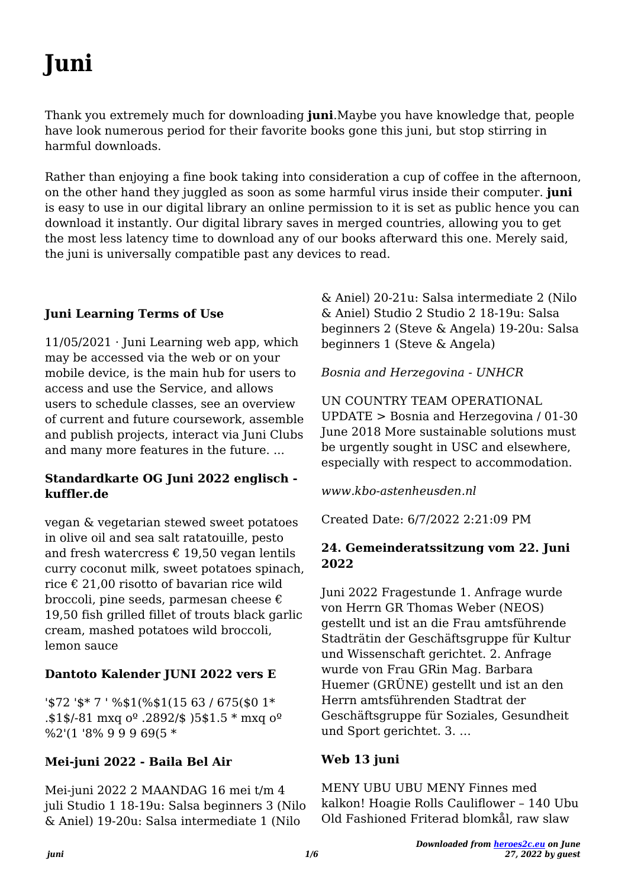# Juni

Thank you extremely much for downloading **juni**.Maybe you have knowledge that, people have look numerous period for their favorite books gone this juni, but stop stirring in harmful downloads.

Rather than enjoying a fine book taking into consideration a cup of coffee in the afternoon, on the other hand they juggled as soon as some harmful virus inside their computer. **juni** is easy to use in our digital library an online permission to it is set as public hence you can download it instantly. Our digital library saves in merged countries, allowing you to get the most less latency time to download any of our books afterward this one. Merely said, the juni is universally compatible past any devices to read.

### Juni Learning Terms of Use

11/05/2021 · Juni Learning web app, which may be accessed via the web or on your mobile device, is the main hub for users to access and use the Service, and allows users to schedule classes, see an overview of current and future coursework, assemble and publish projects, interact via Juni Clubs and many more features in the future. ...

### Standardkarte OG Juni 2022 englisch - kuffler.de

vegan & vegetarian stewed sweet potatoes in olive oil and sea salt ratatouille, pesto and fresh watercress € 19,50 vegan lentils curry coconut milk, sweet potatoes spinach, rice € 21,00 risotto of bavarian rice wild broccoli, pine seeds, parmesan cheese € 19,50 fish grilled fillet of trouts black garlic cream, mashed potatoes wild broccoli, lemon sauce

### Dantoto Kalender JUNI 2022 vers E

'$72 '$* 7 ' %$1(%$1(15 63 / 675($0 1* .$1$/-81 mxq oº .2892/$ )5$1.5 * mxq oº %2'(1 '8% 9 9 9 69(5 *

### Mei-juni 2022 - Baila Bel Air

Mei-juni 2022 2 MAANDAG 16 mei t/m 4 juli Studio 1 18-19u: Salsa beginners 3 (Nilo & Aniel) 19-20u: Salsa intermediate 1 (Nilo & Aniel) 20-21u: Salsa intermediate 2 (Nilo & Aniel) Studio 2 Studio 2 18-19u: Salsa beginners 2 (Steve & Angela) 19-20u: Salsa beginners 1 (Steve & Angela)

*Bosnia and Herzegovina - UNHCR*

UN COUNTRY TEAM OPERATIONAL UPDATE > Bosnia and Herzegovina / 01-30 June 2018 More sustainable solutions must be urgently sought in USC and elsewhere, especially with respect to accommodation.

*www.kbo-astenheusden.nl*

Created Date: 6/7/2022 2:21:09 PM

### 24. Gemeinderatssitzung vom 22. Juni 2022

Juni 2022 Fragestunde 1. Anfrage wurde von Herrn GR Thomas Weber (NEOS) gestellt und ist an die Frau amtsführende Stadträtin der Geschäftsgruppe für Kultur und Wissenschaft gerichtet. 2. Anfrage wurde von Frau GRin Mag. Barbara Huemer (GRÜNE) gestellt und ist an den Herrn amtsführenden Stadtrat der Geschäftsgruppe für Soziales, Gesundheit und Sport gerichtet. 3. ...

### Web 13 juni

MENY UBU UBU MENY Finnes med kalkon! Hoagie Rolls Cauliflower – 140 Ubu Old Fashioned Friterad blomkål, raw slaw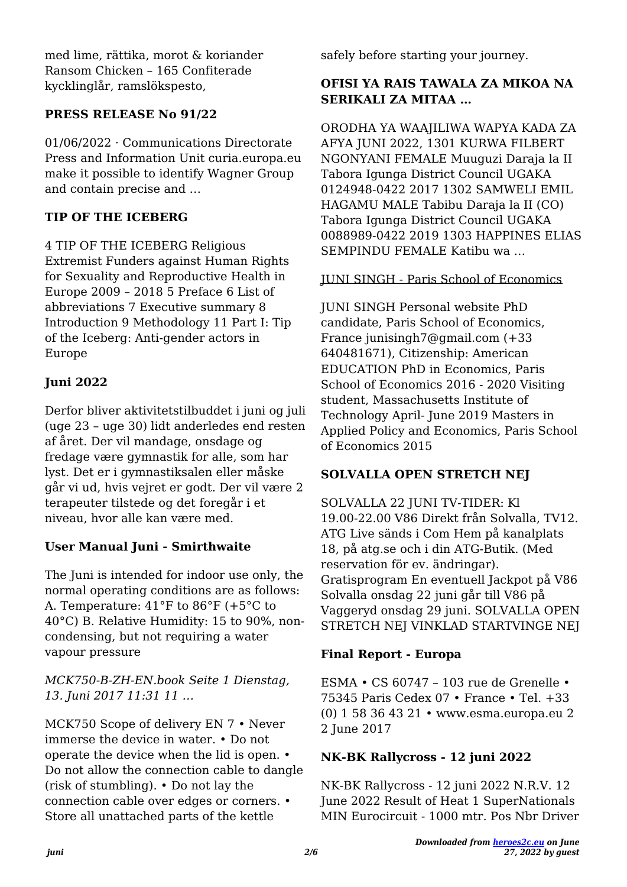med lime, rättika, morot & koriander Ransom Chicken – 165 Confiterade kycklinglår, ramslökspesto,

### PRESS RELEASE No 91/22

01/06/2022 · Communications Directorate Press and Information Unit curia.europa.eu make it possible to identify Wagner Group and contain precise and …

### TIP OF THE ICEBERG

4 TIP OF THE ICEBERG Religious Extremist Funders against Human Rights for Sexuality and Reproductive Health in Europe 2009 – 2018 5 Preface 6 List of abbreviations 7 Executive summary 8 Introduction 9 Methodology 11 Part I: Tip of the Iceberg: Anti-gender actors in Europe

### Juni 2022

Derfor bliver aktivitetstilbuddet i juni og juli (uge 23 – uge 30) lidt anderledes end resten af året. Der vil mandage, onsdage og fredage være gymnastik for alle, som har lyst. Det er i gymnastiksalen eller måske går vi ud, hvis vejret er godt. Der vil være 2 terapeuter tilstede og det foregår i et niveau, hvor alle kan være med.

### User Manual Juni - Smirthwaite

The Juni is intended for indoor use only, the normal operating conditions are as follows: A. Temperature: 41°F to 86°F (+5°C to 40°C) B. Relative Humidity: 15 to 90%, non-condensing, but not requiring a water vapour pressure

*MCK750-B-ZH-EN.book Seite 1 Dienstag, 13. Juni 2017 11:31 11 …*

MCK750 Scope of delivery EN 7 • Never immerse the device in water. • Do not operate the device when the lid is open. • Do not allow the connection cable to dangle (risk of stumbling). • Do not lay the connection cable over edges or corners. • Store all unattached parts of the kettle safely before starting your journey.

### OFISI YA RAIS TAWALA ZA MIKOA NA SERIKALI ZA MITAA …

ORODHA YA WAAJILIWA WAPYA KADA ZA AFYA JUNI 2022, 1301 KURWA FILBERT NGONYANI FEMALE Muuguzi Daraja la II Tabora Igunga District Council UGAKA 0124948-0422 2017 1302 SAMWELI EMIL HAGAMU MALE Tabibu Daraja la II (CO) Tabora Igunga District Council UGAKA 0088989-0422 2019 1303 HAPPINES ELIAS SEMPINDU FEMALE Katibu wa …

JUNI SINGH - Paris School of Economics

JUNI SINGH Personal website PhD candidate, Paris School of Economics, France junisingh7@gmail.com (+33 640481671), Citizenship: American EDUCATION PhD in Economics, Paris School of Economics 2016 - 2020 Visiting student, Massachusetts Institute of Technology April- June 2019 Masters in Applied Policy and Economics, Paris School of Economics 2015

### SOLVALLA OPEN STRETCH NEJ

SOLVALLA 22 JUNI TV-TIDER: Kl 19.00-22.00 V86 Direkt från Solvalla, TV12. ATG Live sänds i Com Hem på kanalplats 18, på atg.se och i din ATG-Butik. (Med reservation för ev. ändringar). Gratisprogram En eventuell Jackpot på V86 Solvalla onsdag 22 juni går till V86 på Vaggeryd onsdag 29 juni. SOLVALLA OPEN STRETCH NEJ VINKLAD STARTVINGE NEJ

### Final Report - Europa

ESMA • CS 60747 – 103 rue de Grenelle • 75345 Paris Cedex 07 • France • Tel. +33 (0) 1 58 36 43 21 • www.esma.europa.eu 2 2 June 2017

### NK-BK Rallycross - 12 juni 2022

NK-BK Rallycross - 12 juni 2022 N.R.V. 12 June 2022 Result of Heat 1 SuperNationals MIN Eurocircuit - 1000 mtr. Pos Nbr Driver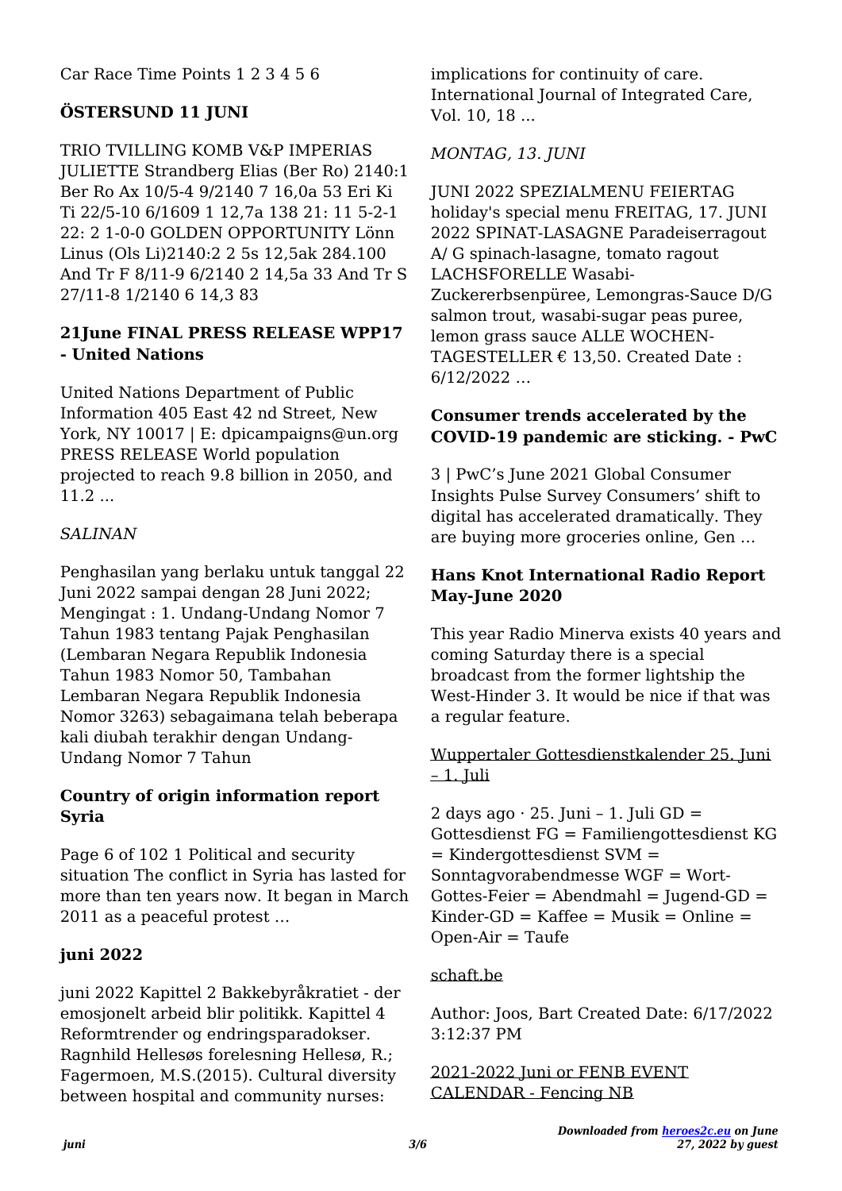Car Race Time Points 1 2 3 4 5 6

## ÖSTERSUND 11 JUNI

TRIO TVILLING KOMB V&P IMPERIAS JULIETTE Strandberg Elias (Ber Ro) 2140:1 Ber Ro Ax 10/5-4 9/2140 7 16,0a 53 Eri Ki Ti 22/5-10 6/1609 1 12,7a 138 21: 11 5-2-1 22: 2 1-0-0 GOLDEN OPPORTUNITY Lönn Linus (Ols Li)2140:2 2 5s 12,5ak 284.100 And Tr F 8/11-9 6/2140 2 14,5a 33 And Tr S 27/11-8 1/2140 6 14,3 83

## 21June FINAL PRESS RELEASE WPP17 - United Nations

United Nations Department of Public Information 405 East 42 nd Street, New York, NY 10017 | E: dpicampaigns@un.org PRESS RELEASE World population projected to reach 9.8 billion in 2050, and 11.2 ...

*SALINAN*

Penghasilan yang berlaku untuk tanggal 22 Juni 2022 sampai dengan 28 Juni 2022; Mengingat : 1. Undang-Undang Nomor 7 Tahun 1983 tentang Pajak Penghasilan (Lembaran Negara Republik Indonesia Tahun 1983 Nomor 50, Tambahan Lembaran Negara Republik Indonesia Nomor 3263) sebagaimana telah beberapa kali diubah terakhir dengan Undang-Undang Nomor 7 Tahun

## Country of origin information report Syria

Page 6 of 102 1 Political and security situation The conflict in Syria has lasted for more than ten years now. It began in March 2011 as a peaceful protest …

## juni 2022

juni 2022 Kapittel 2 Bakkebyråkratiet - der emosjonelt arbeid blir politikk. Kapittel 4 Reformtrender og endringsparadokser. Ragnhild Hellesøs forelesning Hellesø, R.; Fagermoen, M.S.(2015). Cultural diversity between hospital and community nurses: implications for continuity of care. International Journal of Integrated Care, Vol. 10, 18 ...

*MONTAG, 13. JUNI*

JUNI 2022 SPEZIALMENU FEIERTAG holiday's special menu FREITAG, 17. JUNI 2022 SPINAT-LASAGNE Paradeiserragout A/ G spinach-lasagne, tomato ragout LACHSFORELLE Wasabi-Zuckererbsenpüree, Lemongras-Sauce D/G salmon trout, wasabi-sugar peas puree, lemon grass sauce ALLE WOCHEN-TAGESTELLER € 13,50. Created Date : 6/12/2022 ...

## Consumer trends accelerated by the COVID-19 pandemic are sticking. - PwC

3 | PwC's June 2021 Global Consumer Insights Pulse Survey Consumers' shift to digital has accelerated dramatically. They are buying more groceries online, Gen …

## Hans Knot International Radio Report May-June 2020

This year Radio Minerva exists 40 years and coming Saturday there is a special broadcast from the former lightship the West-Hinder 3. It would be nice if that was a regular feature.

Wuppertaler Gottesdienstkalender 25. Juni – 1. Juli

2 days ago · 25. Juni – 1. Juli GD = Gottesdienst FG = Familiengottesdienst KG = Kindergottesdienst SVM = Sonntagvorabendmesse WGF = Wort-Gottes-Feier = Abendmahl = Jugend-GD = Kinder-GD = Kaffee = Musik = Online = Open-Air = Taufe

schaft.be

Author: Joos, Bart Created Date: 6/17/2022 3:12:37 PM

2021-2022 Juni or FENB EVENT CALENDAR - Fencing NB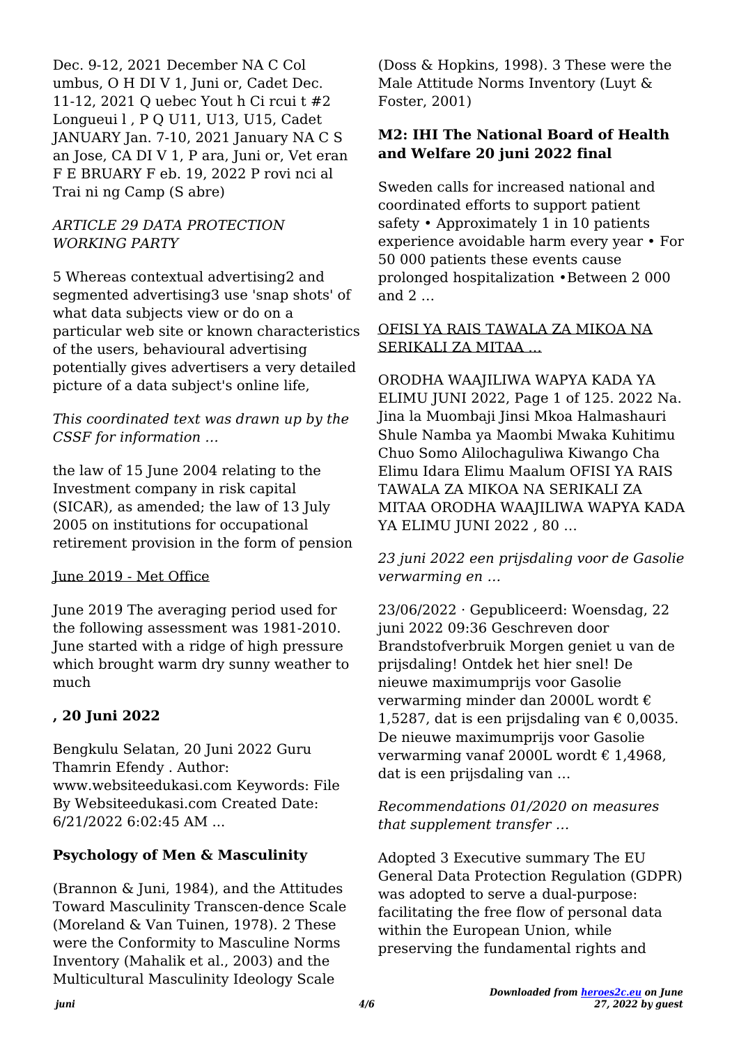Dec. 9-12, 2021 December NA C Col umbus, O H DI V 1, Juni or, Cadet Dec. 11-12, 2021 Q uebec Yout h Ci rcui t #2 Longueui l , P Q U11, U13, U15, Cadet JANUARY Jan. 7-10, 2021 January NA C S an Jose, CA DI V 1, P ara, Juni or, Vet eran F E BRUARY F eb. 19, 2022 P rovi nci al Trai ni ng Camp (S abre)

*ARTICLE 29 DATA PROTECTION WORKING PARTY*

5 Whereas contextual advertising2 and segmented advertising3 use 'snap shots' of what data subjects view or do on a particular web site or known characteristics of the users, behavioural advertising potentially gives advertisers a very detailed picture of a data subject's online life,

*This coordinated text was drawn up by the CSSF for information …*

the law of 15 June 2004 relating to the Investment company in risk capital (SICAR), as amended; the law of 13 July 2005 on institutions for occupational retirement provision in the form of pension

June 2019 - Met Office

June 2019 The averaging period used for the following assessment was 1981-2010. June started with a ridge of high pressure which brought warm dry sunny weather to much

**, 20 Juni 2022**

Bengkulu Selatan, 20 Juni 2022 Guru Thamrin Efendy . Author: www.websiteedukasi.com Keywords: File By Websiteedukasi.com Created Date: 6/21/2022 6:02:45 AM ...

**Psychology of Men & Masculinity**

(Brannon & Juni, 1984), and the Attitudes Toward Masculinity Transcen-dence Scale (Moreland & Van Tuinen, 1978). 2 These were the Conformity to Masculine Norms Inventory (Mahalik et al., 2003) and the Multicultural Masculinity Ideology Scale (Doss & Hopkins, 1998). 3 These were the Male Attitude Norms Inventory (Luyt & Foster, 2001)

**M2: IHI The National Board of Health and Welfare 20 juni 2022 final**

Sweden calls for increased national and coordinated efforts to support patient safety • Approximately 1 in 10 patients experience avoidable harm every year • For 50 000 patients these events cause prolonged hospitalization •Between 2 000 and 2 …

OFISI YA RAIS TAWALA ZA MIKOA NA SERIKALI ZA MITAA ...

ORODHA WAAJILIWA WAPYA KADA YA ELIMU JUNI 2022, Page 1 of 125. 2022 Na. Jina la Muombaji Jinsi Mkoa Halmashauri Shule Namba ya Maombi Mwaka Kuhitimu Chuo Somo Alilochaguliwa Kiwango Cha Elimu Idara Elimu Maalum OFISI YA RAIS TAWALA ZA MIKOA NA SERIKALI ZA MITAA ORODHA WAAJILIWA WAPYA KADA YA ELIMU JUNI 2022 , 80 …

*23 juni 2022 een prijsdaling voor de Gasolie verwarming en …*

23/06/2022 · Gepubliceerd: Woensdag, 22 juni 2022 09:36 Geschreven door Brandstofverbruik Morgen geniet u van de prijsdaling! Ontdek het hier snel! De nieuwe maximumprijs voor Gasolie verwarming minder dan 2000L wordt € 1,5287, dat is een prijsdaling van € 0,0035. De nieuwe maximumprijs voor Gasolie verwarming vanaf 2000L wordt € 1,4968, dat is een prijsdaling van …

*Recommendations 01/2020 on measures that supplement transfer …*

Adopted 3 Executive summary The EU General Data Protection Regulation (GDPR) was adopted to serve a dual-purpose: facilitating the free flow of personal data within the European Union, while preserving the fundamental rights and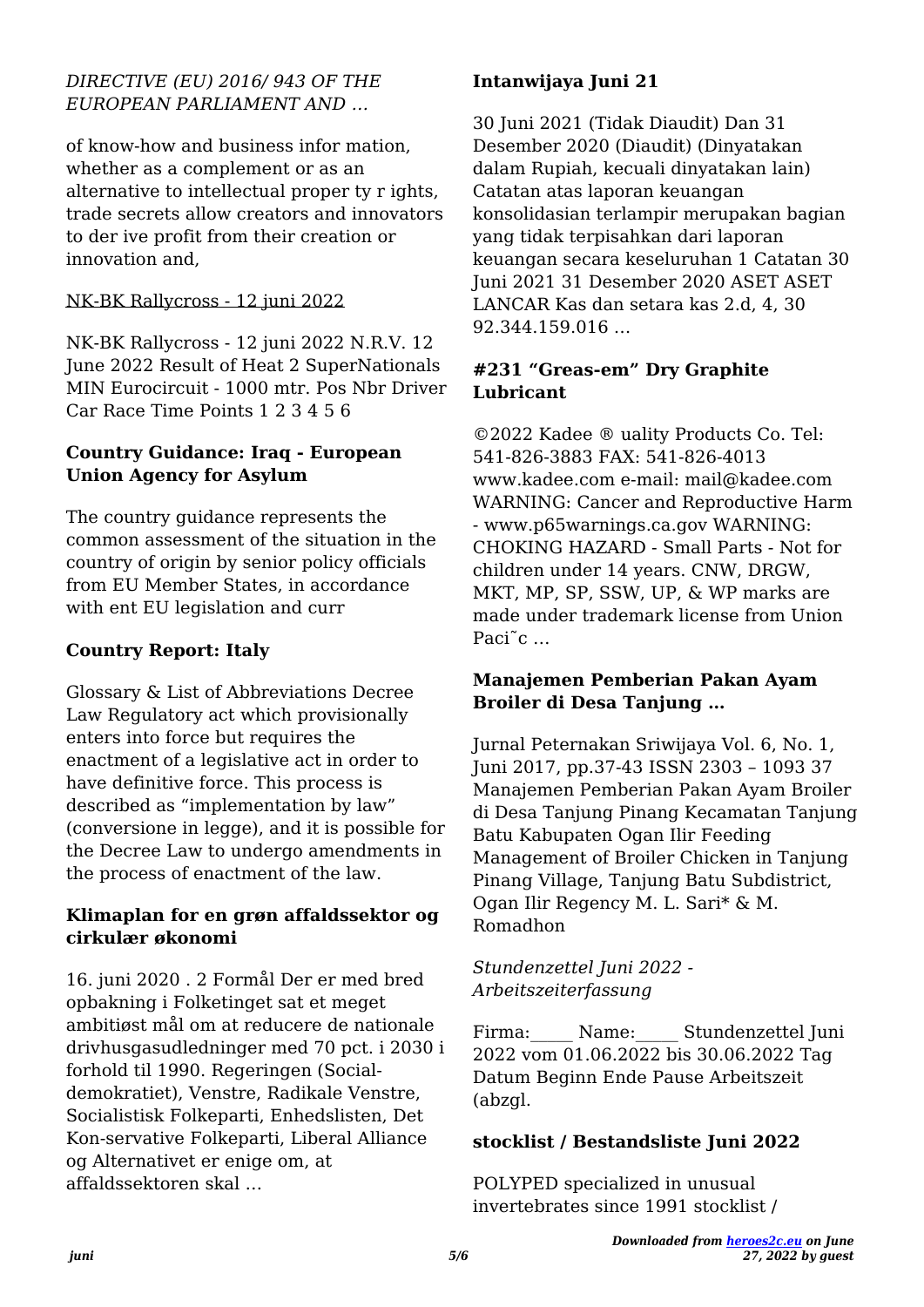*DIRECTIVE (EU) 2016/ 943 OF THE EUROPEAN PARLIAMENT AND …*

of know-how and business infor mation, whether as a complement or as an alternative to intellectual proper ty r ights, trade secrets allow creators and innovators to der ive profit from their creation or innovation and,

NK-BK Rallycross - 12 juni 2022

NK-BK Rallycross - 12 juni 2022 N.R.V. 12 June 2022 Result of Heat 2 SuperNationals MIN Eurocircuit - 1000 mtr. Pos Nbr Driver Car Race Time Points 1 2 3 4 5 6

**Country Guidance: Iraq - European Union Agency for Asylum**

The country guidance represents the common assessment of the situation in the country of origin by senior policy officials from EU Member States, in accordance with ent EU legislation and curr

**Country Report: Italy**

Glossary & List of Abbreviations Decree Law Regulatory act which provisionally enters into force but requires the enactment of a legislative act in order to have definitive force. This process is described as "implementation by law" (conversione in legge), and it is possible for the Decree Law to undergo amendments in the process of enactment of the law.

**Klimaplan for en grøn affaldssektor og cirkulær økonomi**

16. juni 2020 . 2 Formål Der er med bred opbakning i Folketinget sat et meget ambitiøst mål om at reducere de nationale drivhusgasudledninger med 70 pct. i 2030 i forhold til 1990. Regeringen (Social-demokratiet), Venstre, Radikale Venstre, Socialistisk Folkeparti, Enhedslisten, Det Kon-servative Folkeparti, Liberal Alliance og Alternativet er enige om, at affaldssektoren skal …

**Intanwijaya Juni 21**

30 Juni 2021 (Tidak Diaudit) Dan 31 Desember 2020 (Diaudit) (Dinyatakan dalam Rupiah, kecuali dinyatakan lain) Catatan atas laporan keuangan konsolidasian terlampir merupakan bagian yang tidak terpisahkan dari laporan keuangan secara keseluruhan 1 Catatan 30 Juni 2021 31 Desember 2020 ASET ASET LANCAR Kas dan setara kas 2.d, 4, 30 92.344.159.016 …

**#231 "Greas-em" Dry Graphite Lubricant**

©2022 Kadee ® uality Products Co. Tel: 541-826-3883 FAX: 541-826-4013 www.kadee.com e-mail: mail@kadee.com WARNING: Cancer and Reproductive Harm - www.p65warnings.ca.gov WARNING: CHOKING HAZARD - Small Parts - Not for children under 14 years. CNW, DRGW, MKT, MP, SP, SSW, UP, & WP marks are made under trademark license from Union Paci˜c …

**Manajemen Pemberian Pakan Ayam Broiler di Desa Tanjung …**

Jurnal Peternakan Sriwijaya Vol. 6, No. 1, Juni 2017, pp.37-43 ISSN 2303 – 1093 37 Manajemen Pemberian Pakan Ayam Broiler di Desa Tanjung Pinang Kecamatan Tanjung Batu Kabupaten Ogan Ilir Feeding Management of Broiler Chicken in Tanjung Pinang Village, Tanjung Batu Subdistrict, Ogan Ilir Regency M. L. Sari* & M. Romadhon

*Stundenzettel Juni 2022 - Arbeitszeiterfassung*

Firma:_____ Name:_____ Stundenzettel Juni 2022 vom 01.06.2022 bis 30.06.2022 Tag Datum Beginn Ende Pause Arbeitszeit (abzgl.

**stocklist / Bestandsliste Juni 2022**

POLYPED specialized in unusual invertebrates since 1991 stocklist /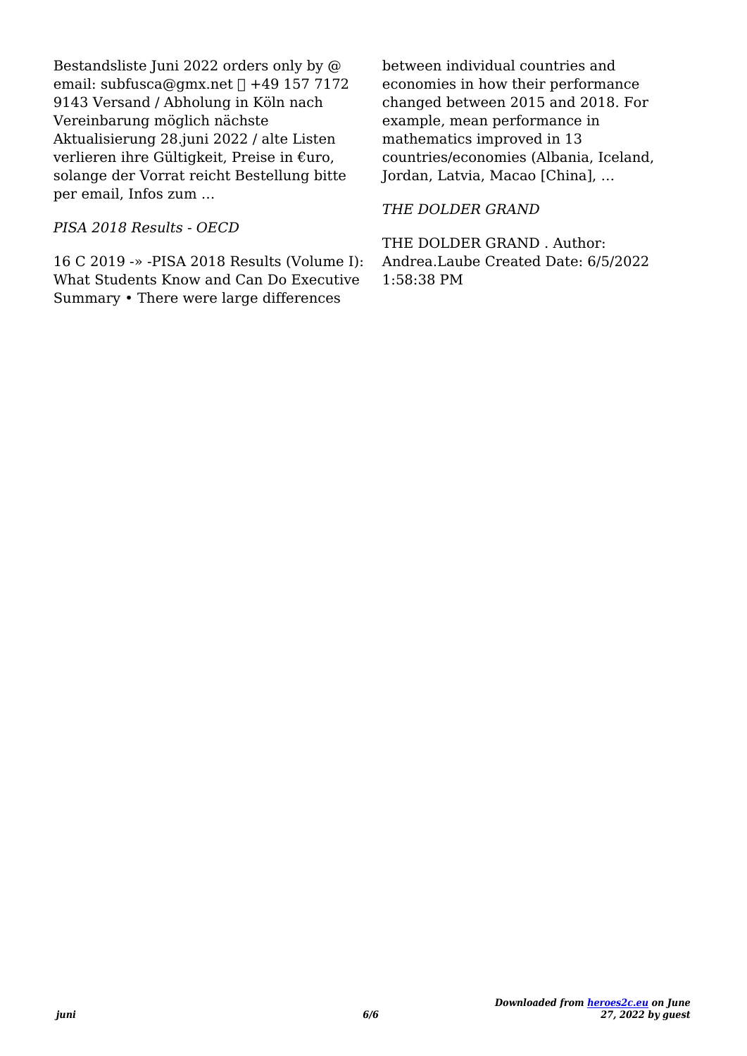Bestandsliste Juni 2022 orders only by @ email: subfusca@gmx.net  +49 157 7172 9143 Versand / Abholung in Köln nach Vereinbarung möglich nächste Aktualisierung 28.juni 2022 / alte Listen verlieren ihre Gültigkeit, Preise in €uro, solange der Vorrat reicht Bestellung bitte per email, Infos zum …

*PISA 2018 Results - OECD*

16 C 2019 -» -PISA 2018 Results (Volume I): What Students Know and Can Do Executive Summary • There were large differences between individual countries and economies in how their performance changed between 2015 and 2018. For example, mean performance in mathematics improved in 13 countries/economies (Albania, Iceland, Jordan, Latvia, Macao [China], …

*THE DOLDER GRAND*

THE DOLDER GRAND . Author: Andrea.Laube Created Date: 6/5/2022 1:58:38 PM